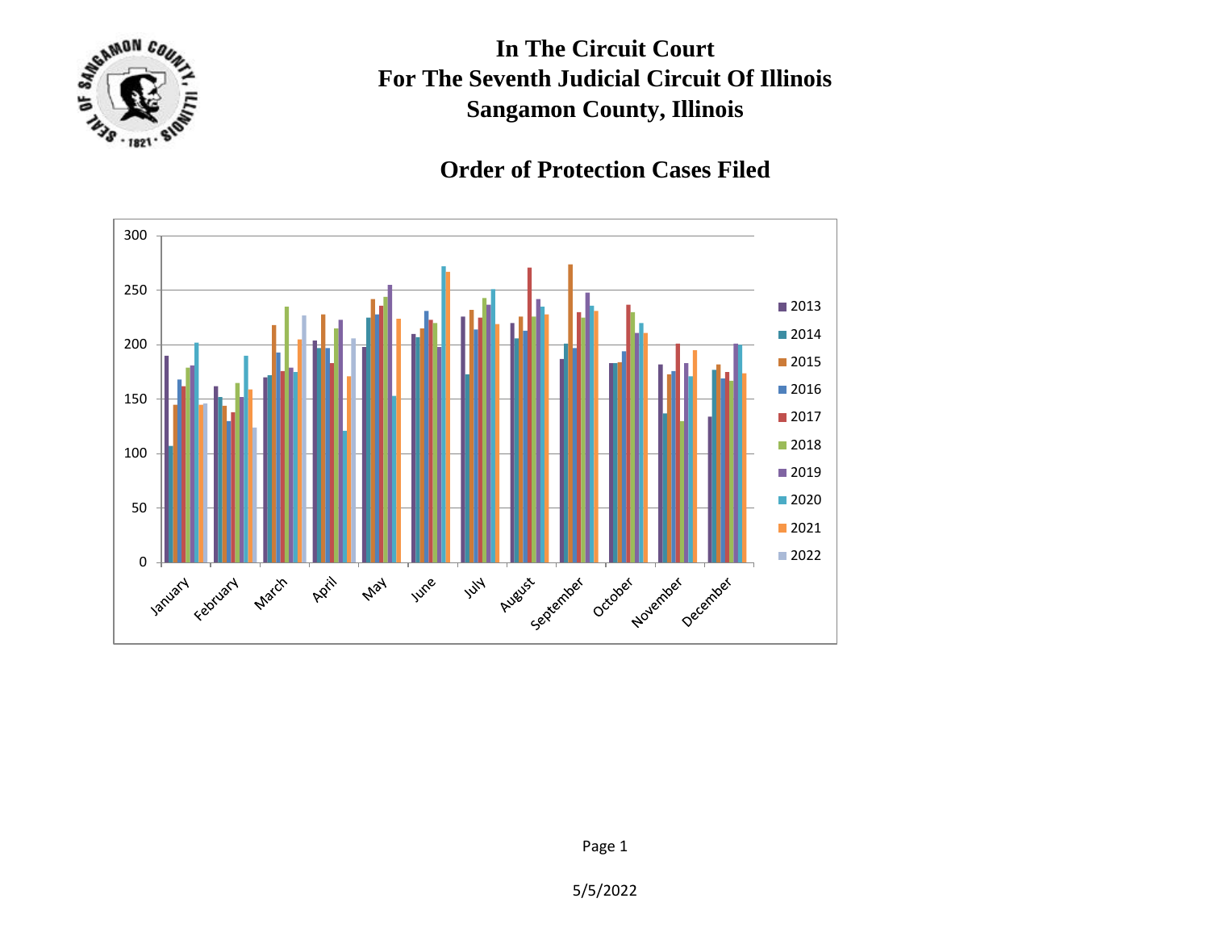# In The Circuit Court
# For The Seventh Judicial Circuit Of Illinois
# Sangamon County, Illinois

## Order of Protection Cases Filed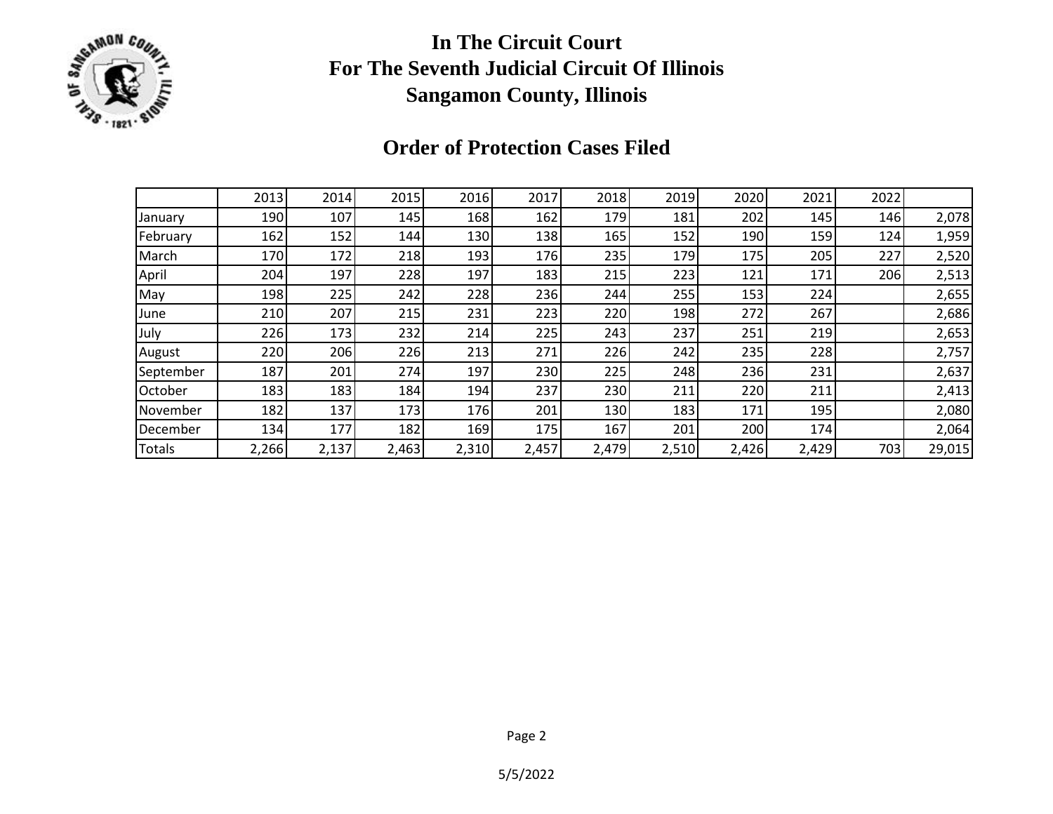# In The Circuit Court
# For The Seventh Judicial Circuit Of Illinois
# Sangamon County, Illinois

## Order of Protection Cases Filed

| | 2013 | 2014 | 2015 | 2016 | 2017 | 2018 | 2019 | 2020 | 2021 | 2022 | |
|---|---|---|---|---|---|---|---|---|---|---|---|
| January | 190 | 107 | 145 | 168 | 162 | 179 | 181 | 202 | 145 | 146 | 2,078 |
| February | 162 | 152 | 144 | 130 | 138 | 165 | 152 | 190 | 159 | 124 | 1,959 |
| March | 170 | 172 | 218 | 193 | 176 | 235 | 179 | 175 | 205 | 227 | 2,520 |
| April | 204 | 197 | 228 | 197 | 183 | 215 | 223 | 121 | 171 | 206 | 2,513 |
| May | 198 | 225 | 242 | 228 | 236 | 244 | 255 | 153 | 224 | | 2,655 |
| June | 210 | 207 | 215 | 231 | 223 | 220 | 198 | 272 | 267 | | 2,686 |
| July | 226 | 173 | 232 | 214 | 225 | 243 | 237 | 251 | 219 | | 2,653 |
| August | 220 | 206 | 226 | 213 | 271 | 226 | 242 | 235 | 228 | | 2,757 |
| September | 187 | 201 | 274 | 197 | 230 | 225 | 248 | 236 | 231 | | 2,637 |
| October | 183 | 183 | 184 | 194 | 237 | 230 | 211 | 220 | 211 | | 2,413 |
| November | 182 | 137 | 173 | 176 | 201 | 130 | 183 | 171 | 195 | | 2,080 |
| December | 134 | 177 | 182 | 169 | 175 | 167 | 201 | 200 | 174 | | 2,064 |
| Totals | 2,266 | 2,137 | 2,463 | 2,310 | 2,457 | 2,479 | 2,510 | 2,426 | 2,429 | 703 | 29,015 |

5/5/2022